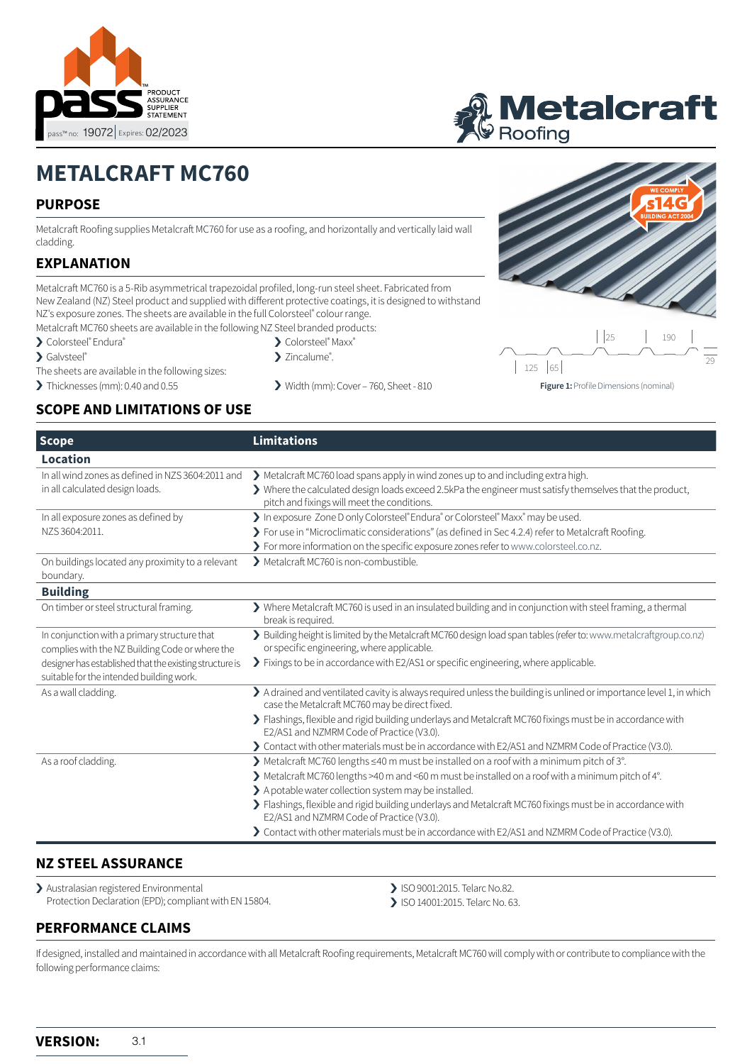PRODUCT ASSURANCE SUPPLIER STATEMENT

pass™ no: 19072 | Expires: 02/2023

Metalcraft Roofing

# METALCRAFT MC760

## PURPOSE

Metalcraft Roofing supplies Metalcraft MC760 for use as a roofing, and horizontally and vertically laid wall cladding.

## EXPLANATION

Metalcraft MC760 is a 5-Rib asymmetrical trapezoidal profiled, long-run steel sheet. Fabricated from New Zealand (NZ) Steel product and supplied with different protective coatings, it is designed to withstand NZ's exposure zones. The sheets are available in the full Colorsteel® colour range.

Metalcraft MC760 sheets are available in the following NZ Steel branded products:

- Colorsteel® Endura®
- Galvsteel®
- Colorsteel® Maxx®
- Zincalume®.

The sheets are available in the following sizes:

- Thicknesses (mm): 0.40 and 0.55
- Width (mm): Cover – 760, Sheet - 810

Figure 1: Profile Dimensions (nominal)

## SCOPE AND LIMITATIONS OF USE

| Scope | Limitations |
|---|---|
| **Location** | |
| In all wind zones as defined in NZS 3604:2011 and in all calculated design loads. | Metalcraft MC760 load spans apply in wind zones up to and including extra high.<br>Where the calculated design loads exceed 2.5kPa the engineer must satisfy themselves that the product, pitch and fixings will meet the conditions. |
| In all exposure zones as defined by NZS 3604:2011. | In exposure Zone D only Colorsteel® Endura® or Colorsteel® Maxx® may be used.<br>For use in "Microclimatic considerations" (as defined in Sec 4.2.4) refer to Metalcraft Roofing.<br>For more information on the specific exposure zones refer to www.colorsteel.co.nz. |
| On buildings located any proximity to a relevant boundary. | Metalcraft MC760 is non-combustible. |
| **Building** | |
| On timber or steel structural framing. | Where Metalcraft MC760 is used in an insulated building and in conjunction with steel framing, a thermal break is required. |
| In conjunction with a primary structure that complies with the NZ Building Code or where the designer has established that the existing structure is suitable for the intended building work. | Building height is limited by the Metalcraft MC760 design load span tables (refer to: www.metalcraftgroup.co.nz) or specific engineering, where applicable.<br>Fixings to be in accordance with E2/AS1 or specific engineering, where applicable. |
| As a wall cladding. | A drained and ventilated cavity is always required unless the building is unlined or importance level 1, in which case the Metalcraft MC760 may be direct fixed.<br>Flashings, flexible and rigid building underlays and Metalcraft MC760 fixings must be in accordance with E2/AS1 and NZMRM Code of Practice (V3.0).<br>Contact with other materials must be in accordance with E2/AS1 and NZMRM Code of Practice (V3.0). |
| As a roof cladding. | Metalcraft MC760 lengths ≤40 m must be installed on a roof with a minimum pitch of 3°.<br>Metalcraft MC760 lengths >40 m and <60 m must be installed on a roof with a minimum pitch of 4°.<br>A potable water collection system may be installed.<br>Flashings, flexible and rigid building underlays and Metalcraft MC760 fixings must be in accordance with E2/AS1 and NZMRM Code of Practice (V3.0).<br>Contact with other materials must be in accordance with E2/AS1 and NZMRM Code of Practice (V3.0). |

## NZ STEEL ASSURANCE

- Australasian registered Environmental Protection Declaration (EPD); compliant with EN 15804.
- ISO 9001:2015. Telarc No.82.
- ISO 14001:2015. Telarc No. 63.

## PERFORMANCE CLAIMS

If designed, installed and maintained in accordance with all Metalcraft Roofing requirements, Metalcraft MC760 will comply with or contribute to compliance with the following performance claims:

**VERSION:** 3.1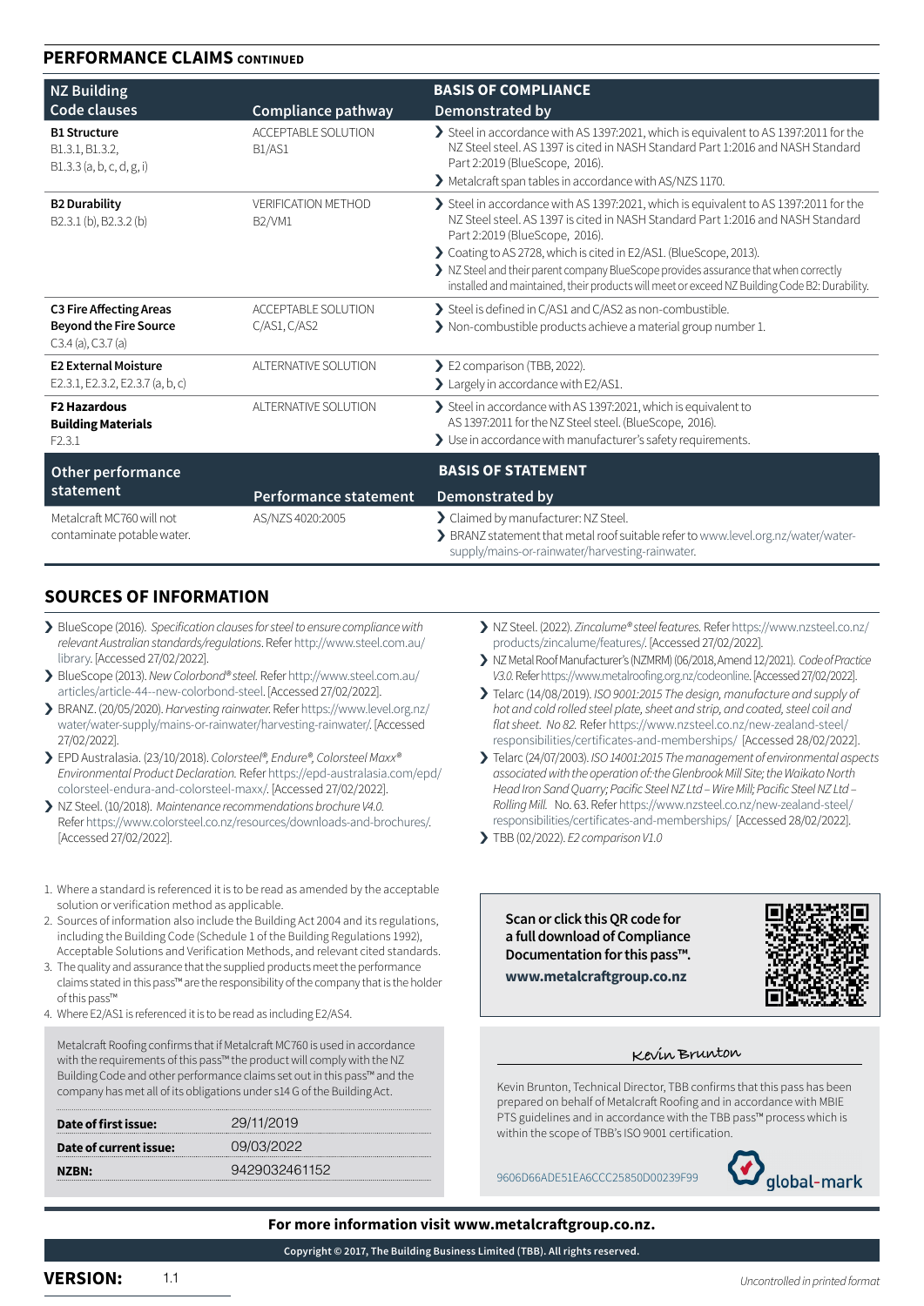## PERFORMANCE CLAIMS CONTINUED

| NZ Building Code clauses | Compliance pathway | BASIS OF COMPLIANCE Demonstrated by |
|---|---|---|
| **B1 Structure** B1.3.1, B1.3.2, B1.3.3 (a, b, c, d, g, i) | ACCEPTABLE SOLUTION B1/AS1 | ❯ Steel in accordance with AS 1397:2021, which is equivalent to AS 1397:2011 for the NZ Steel steel. AS 1397 is cited in NASH Standard Part 1:2016 and NASH Standard Part 2:2019 (BlueScope, 2016). ❯ Metalcraft span tables in accordance with AS/NZS 1170. |
| **B2 Durability** B2.3.1 (b), B2.3.2 (b) | VERIFICATION METHOD B2/VM1 | ❯ Steel in accordance with AS 1397:2021, which is equivalent to AS 1397:2011 for the NZ Steel steel. AS 1397 is cited in NASH Standard Part 1:2016 and NASH Standard Part 2:2019 (BlueScope, 2016). ❯ Coating to AS 2728, which is cited in E2/AS1. (BlueScope, 2013). ❯ NZ Steel and their parent company BlueScope provides assurance that when correctly installed and maintained, their products will meet or exceed NZ Building Code B2: Durability. |
| **C3 Fire Affecting Areas Beyond the Fire Source** C3.4 (a), C3.7 (a) | ACCEPTABLE SOLUTION C/AS1, C/AS2 | ❯ Steel is defined in C/AS1 and C/AS2 as non-combustible. ❯ Non-combustible products achieve a material group number 1. |
| **E2 External Moisture** E2.3.1, E2.3.2, E2.3.7 (a, b, c) | ALTERNATIVE SOLUTION | ❯ E2 comparison (TBB, 2022). ❯ Largely in accordance with E2/AS1. |
| **F2 Hazardous Building Materials** F2.3.1 | ALTERNATIVE SOLUTION | ❯ Steel in accordance with AS 1397:2021, which is equivalent to AS 1397:2011 for the NZ Steel steel. (BlueScope, 2016). ❯ Use in accordance with manufacturer's safety requirements. |

| Other performance statement | Performance statement | BASIS OF STATEMENT Demonstrated by |
|---|---|---|
| Metalcraft MC760 will not contaminate potable water. | AS/NZS 4020:2005 | ❯ Claimed by manufacturer: NZ Steel. ❯ BRANZ statement that metal roof suitable refer to www.level.org.nz/water/water-supply/mains-or-rainwater/harvesting-rainwater. |

## SOURCES OF INFORMATION

- BlueScope (2016). *Specification clauses for steel to ensure compliance with relevant Australian standards/regulations*. Refer http://www.steel.com.au/library. [Accessed 27/02/2022].
- BlueScope (2013). *New Colorbond® steel.* Refer http://www.steel.com.au/articles/article-44--new-colorbond-steel. [Accessed 27/02/2022].
- BRANZ. (20/05/2020). *Harvesting rainwater.* Refer https://www.level.org.nz/water/water-supply/mains-or-rainwater/harvesting-rainwater/. [Accessed 27/02/2022].
- EPD Australasia. (23/10/2018). *Colorsteel®, Endure®, Colorsteel Maxx® Environmental Product Declaration.* Refer https://epd-australasia.com/epd/colorsteel-endura-and-colorsteel-maxx/. [Accessed 27/02/2022].
- NZ Steel. (10/2018). *Maintenance recommendations brochure V4.0.* Refer https://www.colorsteel.co.nz/resources/downloads-and-brochures/. [Accessed 27/02/2022].
- NZ Steel. (2022). *Zincalume® steel features.* Refer https://www.nzsteel.co.nz/products/zincalume/features/. [Accessed 27/02/2022].
- NZ Metal Roof Manufacturer's (NZMRM) (06/2018, Amend 12/2021). *Code of Practice V3.0.* Refer https://www.metalroofing.org.nz/codeonline. [Accessed 27/02/2022].
- Telarc (14/08/2019). *ISO 9001:2015 The design, manufacture and supply of hot and cold rolled steel plate, sheet and strip, and coated, steel coil and flat sheet. No 82.* Refer https://www.nzsteel.co.nz/new-zealand-steel/responsibilities/certificates-and-memberships/ [Accessed 28/02/2022].
- Telarc (24/07/2003). *ISO 14001:2015 The management of environmental aspects associated with the operation of: the Glenbrook Mill Site; the Waikato North Head Iron Sand Quarry; Pacific Steel NZ Ltd – Wire Mill; Pacific Steel NZ Ltd – Rolling Mill.* No. 63. Refer https://www.nzsteel.co.nz/new-zealand-steel/responsibilities/certificates-and-memberships/ [Accessed 28/02/2022].
- TBB (02/2022). *E2 comparison V1.0*

1. Where a standard is referenced it is to be read as amended by the acceptable solution or verification method as applicable.
2. Sources of information also include the Building Act 2004 and its regulations, including the Building Code (Schedule 1 of the Building Regulations 1992), Acceptable Solutions and Verification Methods, and relevant cited standards.
3. The quality and assurance that the supplied products meet the performance claims stated in this pass™ are the responsibility of the company that is the holder of this pass™
4. Where E2/AS1 is referenced it is to be read as including E2/AS4.

Metalcraft Roofing confirms that if Metalcraft MC760 is used in accordance with the requirements of this pass™ the product will comply with the NZ Building Code and other performance claims set out in this pass™ and the company has met all of its obligations under s14 G of the Building Act.

| | |
|---|---|
| **Date of first issue:** | 29/11/2019 |
| **Date of current issue:** | 09/03/2022 |
| **NZBN:** | 9429032461152 |

**Scan or click this QR code for a full download of Compliance Documentation for this pass™.**
**www.metalcraftgroup.co.nz**

Kevin Brunton

Kevin Brunton, Technical Director, TBB confirms that this pass has been prepared on behalf of Metalcraft Roofing and in accordance with MBIE PTS guidelines and in accordance with the TBB pass™ process which is within the scope of TBB's ISO 9001 certification.

9606D66ADE51EA6CCC25850D00239F99

global-mark

**For more information visit www.metalcraftgroup.co.nz.**

Copyright © 2017, The Building Business Limited (TBB). All rights reserved.

**VERSION:** 1.1

*Uncontrolled in printed format*